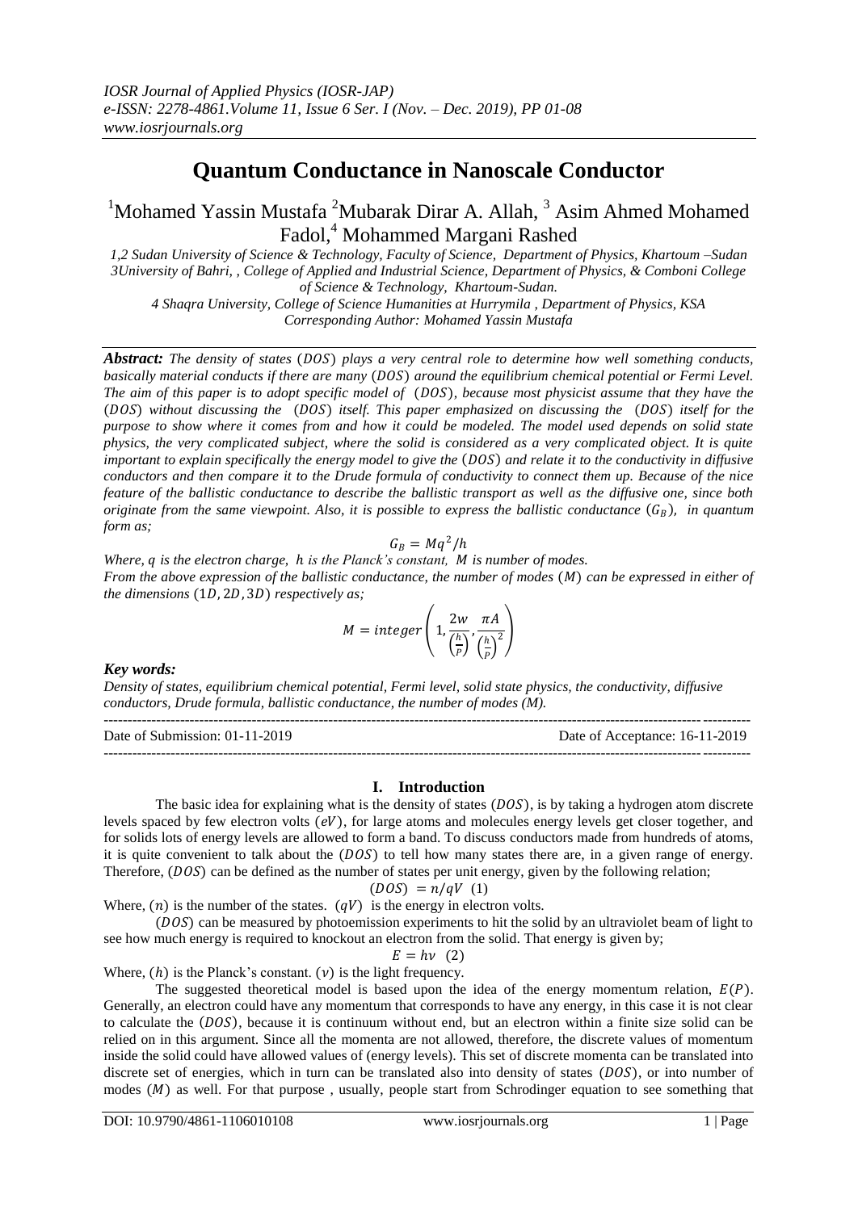# Quantum Conductance in Nanoscale Conductor

[1]Mohamed Yassin Mustafa [2]Mubarak Dirar A. Allah, [3] Asim Ahmed Mohamed Fadol,[4] Mohammed Margani Rashed

*1,2 Sudan University of Science & Technology, Faculty of Science, Department of Physics, Khartoum –Sudan*
*3University of Bahri, , College of Applied and Industrial Science, Department of Physics, & Comboni College of Science & Technology, Khartoum-Sudan.*
*4 Shaqra University, College of Science Humanities at Hurrymila , Department of Physics, KSA*
*Corresponding Author: Mohamed Yassin Mustafa*

***Abstract:*** *The density of states $(DOS)$ plays a very central role to determine how well something conducts, basically material conducts if there are many $(DOS)$ around the equilibrium chemical potential or Fermi Level. The aim of this paper is to adopt specific model of $(DOS)$, because most physicist assume that they have the $(DOS)$ without discussing the $(DOS)$ itself. This paper emphasized on discussing the $(DOS)$ itself for the purpose to show where it comes from and how it could be modeled. The model used depends on solid state physics, the very complicated subject, where the solid is considered as a very complicated object. It is quite important to explain specifically the energy model to give the $(DOS)$ and relate it to the conductivity in diffusive conductors and then compare it to the Drude formula of conductivity to connect them up. Because of the nice feature of the ballistic conductance to describe the ballistic transport as well as the diffusive one, since both originate from the same viewpoint. Also, it is possible to express the ballistic conductance $(G_B)$, in quantum form as;*

$$G_B = Mq^2/h$$

*Where, $q$ is the electron charge, $h$ is the Planck's constant, $M$ is number of modes.*
*From the above expression of the ballistic conductance, the number of modes $(M)$ can be expressed in either of the dimensions $(1D, 2D, 3D)$ respectively as;*

$$M = integer\left(1, \frac{2w}{\left(\frac{h}{P}\right)}, \frac{\pi A}{\left(\frac{h}{P}\right)^2}\right)$$

***Key words:***
*Density of states, equilibrium chemical potential, Fermi level, solid state physics, the conductivity, diffusive conductors, Drude formula, ballistic conductance, the number of modes (M).*

---

Date of Submission: 01-11-2019 Date of Acceptance: 16-11-2019

---

## I. Introduction

The basic idea for explaining what is the density of states $(DOS)$, is by taking a hydrogen atom discrete levels spaced by few electron volts $(eV)$, for large atoms and molecules energy levels get closer together, and for solids lots of energy levels are allowed to form a band. To discuss conductors made from hundreds of atoms, it is quite convenient to talk about the $(DOS)$ to tell how many states there are, in a given range of energy. Therefore, $(DOS)$ can be defined as the number of states per unit energy, given by the following relation;

$$(DOS) = n/qV \quad (1)$$

Where, $(n)$ is the number of the states. $(qV)$ is the energy in electron volts.

$(DOS)$ can be measured by photoemission experiments to hit the solid by an ultraviolet beam of light to see how much energy is required to knockout an electron from the solid. That energy is given by;

$$E = h\nu \quad (2)$$

Where, $(h)$ is the Planck's constant. $(\nu)$ is the light frequency.

The suggested theoretical model is based upon the idea of the energy momentum relation, $E(P)$. Generally, an electron could have any momentum that corresponds to have any energy, in this case it is not clear to calculate the $(DOS)$, because it is continuum without end, but an electron within a finite size solid can be relied on in this argument. Since all the momenta are not allowed, therefore, the discrete values of momentum inside the solid could have allowed values of (energy levels). This set of discrete momenta can be translated into discrete set of energies, which in turn can be translated also into density of states $(DOS)$, or into number of modes $(M)$ as well. For that purpose , usually, people start from Schrodinger equation to see something that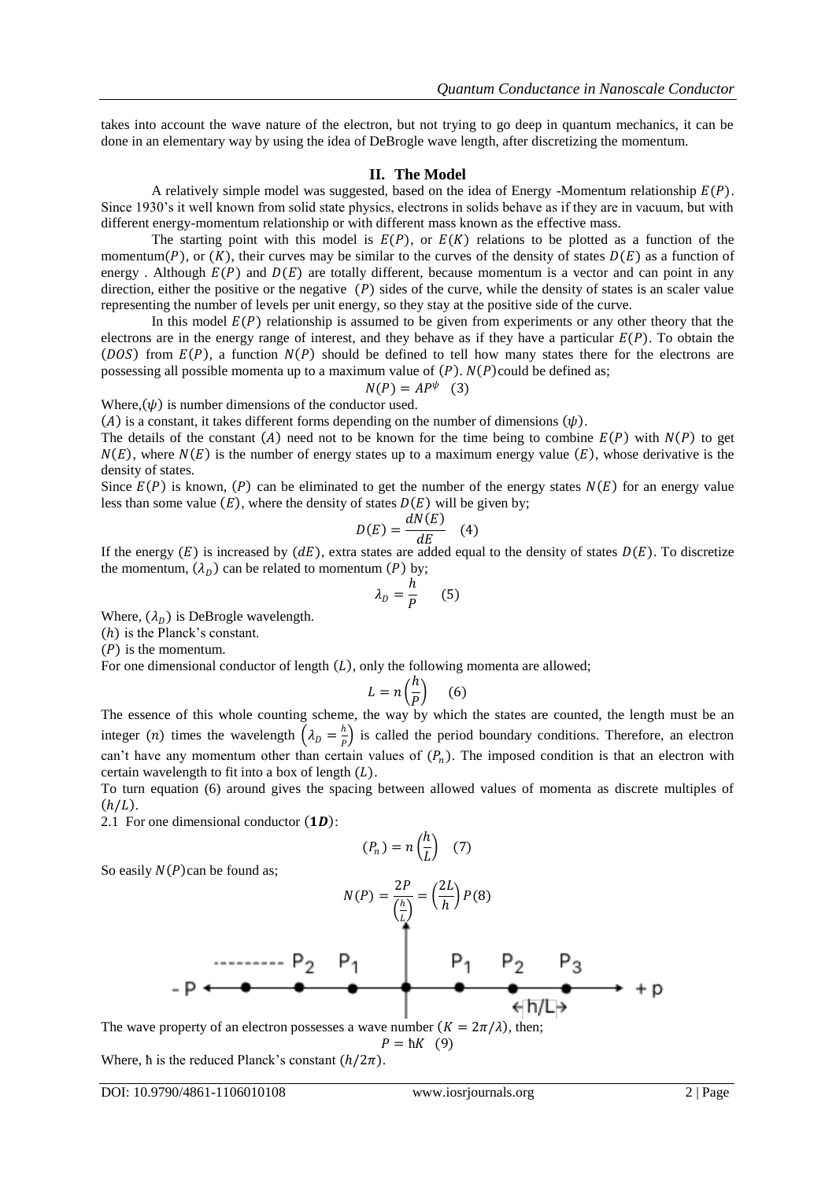takes into account the wave nature of the electron, but not trying to go deep in quantum mechanics, it can be done in an elementary way by using the idea of DeBroglie wave length, after discretizing the momentum.

## II. The Model

A relatively simple model was suggested, based on the idea of Energy -Momentum relationship $E(P)$. Since 1930's it well known from solid state physics, electrons in solids behave as if they are in vacuum, but with different energy-momentum relationship or with different mass known as the effective mass.

The starting point with this model is $E(P)$, or $E(K)$ relations to be plotted as a function of the momentum$(P)$, or $(K)$, their curves may be similar to the curves of the density of states $D(E)$ as a function of energy . Although $E(P)$ and $D(E)$ are totally different, because momentum is a vector and can point in any direction, either the positive or the negative $(P)$ sides of the curve, while the density of states is an scaler value representing the number of levels per unit energy, so they stay at the positive side of the curve.

In this model $E(P)$ relationship is assumed to be given from experiments or any other theory that the electrons are in the energy range of interest, and they behave as if they have a particular $E(P)$. To obtain the $(DOS)$ from $E(P)$, a function $N(P)$ should be defined to tell how many states there for the electrons are possessing all possible momenta up to a maximum value of $(P)$. $N(P)$could be defined as;

$$N(P) = AP^{\psi} \quad (3)$$

Where,$(\psi)$ is number dimensions of the conductor used.

$(A)$ is a constant, it takes different forms depending on the number of dimensions $(\psi)$.

The details of the constant $(A)$ need not to be known for the time being to combine $E(P)$ with $N(P)$ to get $N(E)$, where $N(E)$ is the number of energy states up to a maximum energy value $(E)$, whose derivative is the density of states.

Since $E(P)$ is known, $(P)$ can be eliminated to get the number of the energy states $N(E)$ for an energy value less than some value $(E)$, where the density of states $D(E)$ will be given by;

$$D(E) = \frac{dN(E)}{dE} \quad (4)$$

If the energy $(E)$ is increased by $(dE)$, extra states are added equal to the density of states $D(E)$. To discretize the momentum, $(\lambda_D)$ can be related to momentum $(P)$ by;

$$\lambda_D = \frac{h}{P} \quad (5)$$

Where, $(\lambda_D)$ is DeBroglie wavelength.

$(h)$ is the Planck's constant.

$(P)$ is the momentum.

For one dimensional conductor of length $(L)$, only the following momenta are allowed;

$$L = n\left(\frac{h}{P}\right) \quad (6)$$

The essence of this whole counting scheme, the way by which the states are counted, the length must be an integer $(n)$ times the wavelength $\left(\lambda_D = \frac{h}{P}\right)$ is called the period boundary conditions. Therefore, an electron can't have any momentum other than certain values of $(P_n)$. The imposed condition is that an electron with certain wavelength to fit into a box of length $(L)$.

To turn equation (6) around gives the spacing between allowed values of momenta as discrete multiples of $(h/L)$.

2.1 For one dimensional conductor $(\mathbf{1D})$:

$$(P_n) = n\left(\frac{h}{L}\right) \quad (7)$$

So easily $N(P)$can be found as;

$$N(P) = \frac{2P}{\left(\frac{h}{L}\right)} = \left(\frac{2L}{h}\right)P \quad (8)$$

- P ⟵ ········· $P_2$ $P_1$ | $P_1$ $P_2$ $P_3$ ⟶ + p (spacing $h/L$)

The wave property of an electron possesses a wave number $(K = 2\pi/\lambda)$, then;

$$P = \hbar K \quad (9)$$

Where, ħ is the reduced Planck's constant $(h/2\pi)$.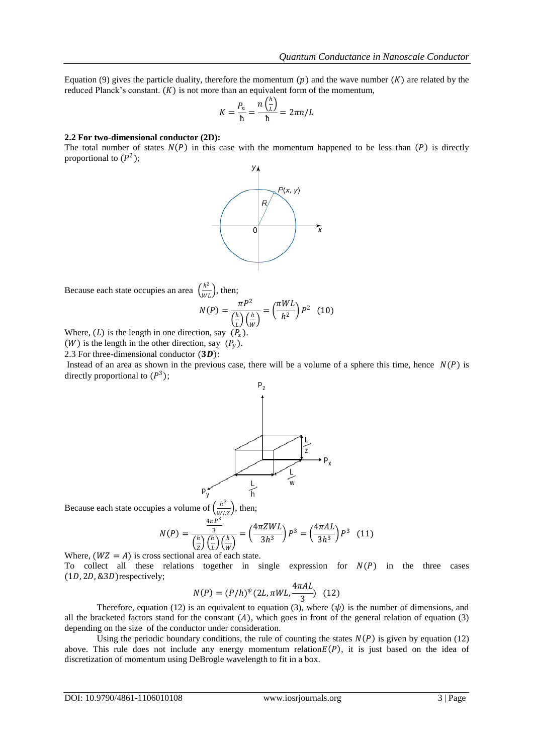Equation (9) gives the particle duality, therefore the momentum $(p)$ and the wave number $(K)$ are related by the reduced Planck's constant. $(K)$ is not more than an equivalent form of the momentum,

$$K = \frac{P_n}{\hbar} = \frac{n\left(\frac{h}{L}\right)}{\hbar} = 2\pi n/L$$

**2.2 For two-dimensional conductor (2D):**

The total number of states $N(P)$ in this case with the momentum happened to be less than $(P)$ is directly proportional to $(P^2)$;

Because each state occupies an area $\left(\frac{h^2}{WL}\right)$, then;

$$N(P) = \frac{\pi P^2}{\left(\frac{h}{L}\right)\left(\frac{h}{W}\right)} = \left(\frac{\pi WL}{h^2}\right)P^2 \quad (10)$$

Where, $(L)$ is the length in one direction, say $(P_x)$.

$(W)$ is the length in the other direction, say $(P_y)$.

2.3 For three-dimensional conductor (**3*D***):

Instead of an area as shown in the previous case, there will be a volume of a sphere this time, hence $N(P)$ is directly proportional to $(P^3)$;

Because each state occupies a volume of $\left(\frac{h^3}{WLZ}\right)$, then;

$$N(P) = \frac{\frac{4\pi P^3}{3}}{\left(\frac{h}{Z}\right)\left(\frac{h}{L}\right)\left(\frac{h}{W}\right)} = \left(\frac{4\pi ZWL}{3h^3}\right)P^3 = \left(\frac{4\pi AL}{3h^3}\right)P^3 \quad (11)$$

Where, $(WZ = A)$ is cross sectional area of each state.

To collect all these relations together in single expression for $N(P)$ in the three cases $(1D, 2D, \&3D)$ respectively;

$$N(P) = (P/h)^{\psi}\left(2L, \pi WL, \frac{4\pi AL}{3}\right) \quad (12)$$

Therefore, equation (12) is an equivalent to equation (3), where $(\psi)$ is the number of dimensions, and all the bracketed factors stand for the constant $(A)$, which goes in front of the general relation of equation (3) depending on the size of the conductor under consideration.

Using the periodic boundary conditions, the rule of counting the states $N(P)$ is given by equation (12) above. This rule does not include any energy momentum relation $E(P)$, it is just based on the idea of discretization of momentum using DeBrogle wavelength to fit in a box.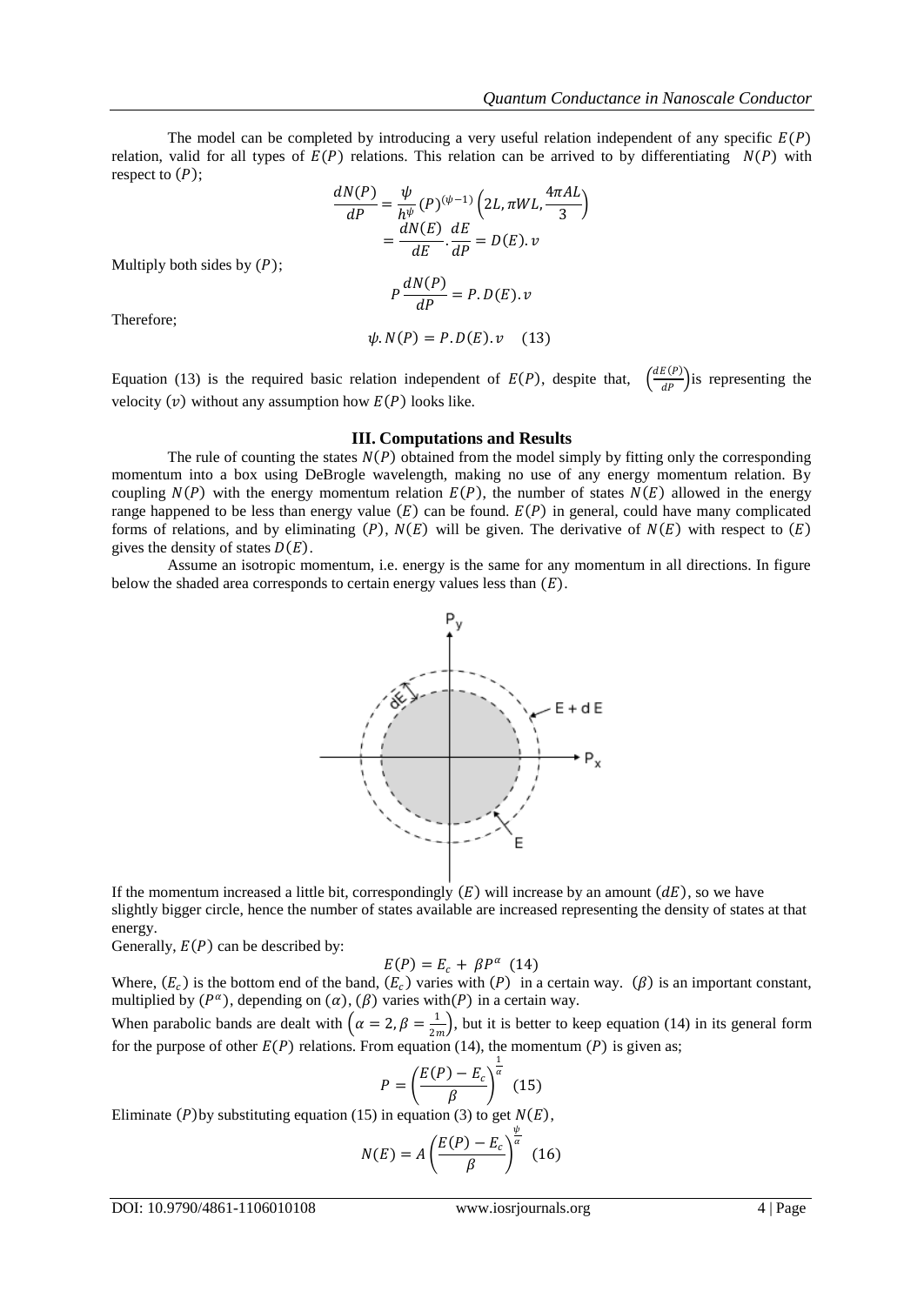The model can be completed by introducing a very useful relation independent of any specific $E(P)$ relation, valid for all types of $E(P)$ relations. This relation can be arrived to by differentiating $N(P)$ with respect to $(P)$;

$$\frac{dN(P)}{dP} = \frac{\psi}{h^{\psi}}(P)^{(\psi-1)}\left(2L, \pi WL, \frac{4\pi AL}{3}\right)$$

$$= \frac{dN(E)}{dE} \cdot \frac{dE}{dP} = D(E).v$$

Multiply both sides by $(P)$;

$$P\frac{dN(P)}{dP} = P.D(E).v$$

Therefore;

$$\psi.N(P) = P.D(E).v \quad (13)$$

Equation (13) is the required basic relation independent of $E(P)$, despite that, $\left(\frac{dE(P)}{dP}\right)$ is representing the velocity $(v)$ without any assumption how $E(P)$ looks like.

### III. Computations and Results

The rule of counting the states $N(P)$ obtained from the model simply by fitting only the corresponding momentum into a box using DeBroglie wavelength, making no use of any energy momentum relation. By coupling $N(P)$ with the energy momentum relation $E(P)$, the number of states $N(E)$ allowed in the energy range happened to be less than energy value $(E)$ can be found. $E(P)$ in general, could have many complicated forms of relations, and by eliminating $(P)$, $N(E)$ will be given. The derivative of $N(E)$ with respect to $(E)$ gives the density of states $D(E)$.

Assume an isotropic momentum, i.e. energy is the same for any momentum in all directions. In figure below the shaded area corresponds to certain energy values less than $(E)$.

If the momentum increased a little bit, correspondingly $(E)$ will increase by an amount $(dE)$, so we have slightly bigger circle, hence the number of states available are increased representing the density of states at that energy.

Generally, $E(P)$ can be described by:

$$E(P) = E_c + \beta P^{\alpha} \quad (14)$$

Where, $(E_c)$ is the bottom end of the band, $(E_c)$ varies with $(P)$ in a certain way. $(\beta)$ is an important constant, multiplied by $(P^{\alpha})$, depending on $(\alpha)$, $(\beta)$ varies with$(P)$ in a certain way.

When parabolic bands are dealt with $\left(\alpha = 2, \beta = \frac{1}{2m}\right)$, but it is better to keep equation (14) in its general form for the purpose of other $E(P)$ relations. From equation (14), the momentum $(P)$ is given as;

$$P = \left(\frac{E(P) - E_c}{\beta}\right)^{\frac{1}{\alpha}} \quad (15)$$

Eliminate $(P)$by substituting equation (15) in equation (3) to get $N(E)$,

$$N(E) = A\left(\frac{E(P) - E_c}{\beta}\right)^{\frac{\psi}{\alpha}} \quad (16)$$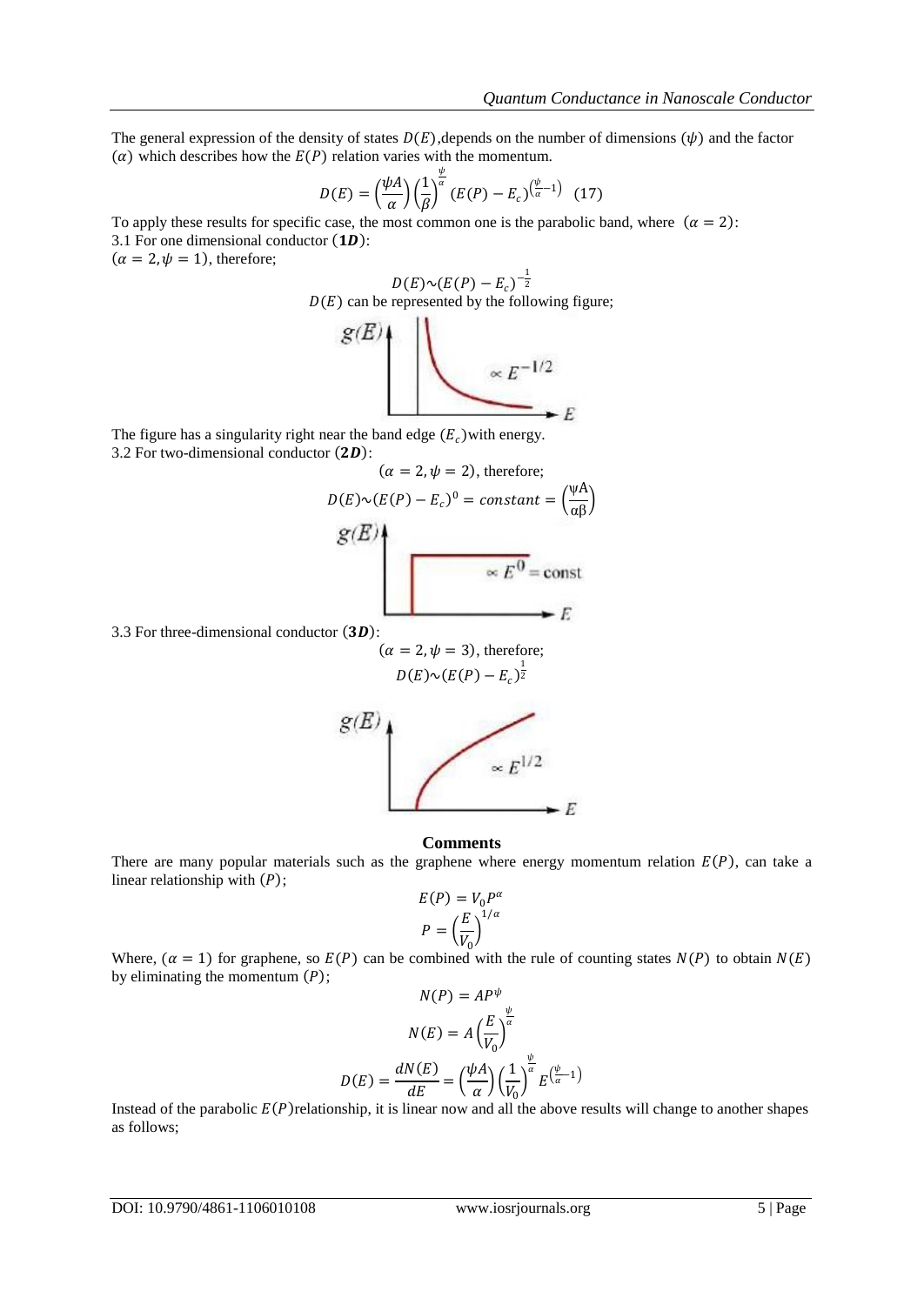The general expression of the density of states $D(E)$,depends on the number of dimensions ($\psi$) and the factor ($\alpha$) which describes how the $E(P)$ relation varies with the momentum.

$$D(E) = \left(\frac{\psi A}{\alpha}\right)\left(\frac{1}{\beta}\right)^{\frac{\psi}{\alpha}}(E(P) - E_c)^{\left(\frac{\psi}{\alpha}-1\right)} \quad (17)$$

To apply these results for specific case, the most common one is the parabolic band, where ($\alpha = 2$):

3.1 For one dimensional conductor (**1D**):

($\alpha = 2, \psi = 1$), therefore;

$$D(E) \sim (E(P) - E_c)^{-\frac{1}{2}}$$

$D(E)$ can be represented by the following figure;

The figure has a singularity right near the band edge ($E_c$)with energy.

3.2 For two-dimensional conductor (**2D**):

($\alpha = 2, \psi = 2$), therefore;

$$D(E) \sim (E(P) - E_c)^0 = constant = \left(\frac{\psi A}{\alpha \beta}\right)$$

3.3 For three-dimensional conductor (**3D**):

($\alpha = 2, \psi = 3$), therefore;

$$D(E) \sim (E(P) - E_c)^{\frac{1}{2}}$$

**Comments**

There are many popular materials such as the graphene where energy momentum relation $E(P)$, can take a linear relationship with ($P$);

$$E(P) = V_0 P^{\alpha}$$

$$P = \left(\frac{E}{V_0}\right)^{1/\alpha}$$

Where, ($\alpha = 1$) for graphene, so $E(P)$ can be combined with the rule of counting states $N(P)$ to obtain $N(E)$ by eliminating the momentum ($P$);

$$N(P) = A P^{\psi}$$

$$N(E) = A\left(\frac{E}{V_0}\right)^{\frac{\psi}{\alpha}}$$

$$D(E) = \frac{dN(E)}{dE} = \left(\frac{\psi A}{\alpha}\right)\left(\frac{1}{V_0}\right)^{\frac{\psi}{\alpha}} E^{\left(\frac{\psi}{\alpha}-1\right)}$$

Instead of the parabolic $E(P)$relationship, it is linear now and all the above results will change to another shapes as follows;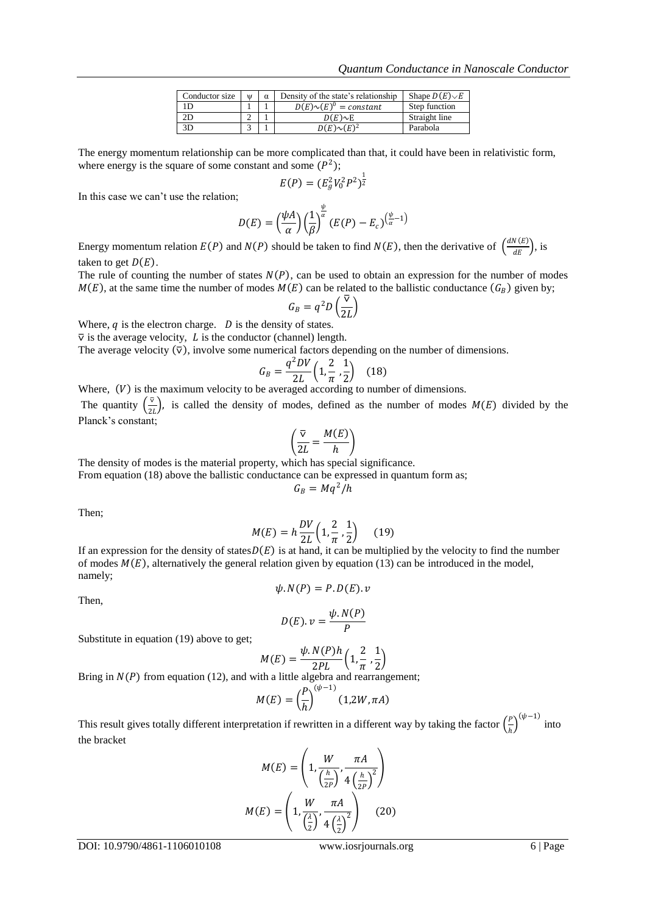| Conductor size | ψ | α | Density of the state's relationship | Shape $D(E) \vee E$ |
|---|---|---|---|---|
| 1D | 1 | 1 | $D(E) \sim (E)^0 = constant$ | Step function |
| 2D | 2 | 1 | $D(E) \sim E$ | Straight line |
| 3D | 3 | 1 | $D(E) \sim (E)^2$ | Parabola |

The energy momentum relationship can be more complicated than that, it could have been in relativistic form, where energy is the square of some constant and some $(P^2)$;

$$E(P) = (E_g^2 V_0^2 P^2)^{\frac{1}{2}}$$

In this case we can't use the relation;

$$D(E) = \left(\frac{\psi A}{\alpha}\right)\left(\frac{1}{\beta}\right)^{\frac{\psi}{\alpha}} (E(P) - E_c)^{\left(\frac{\psi}{\alpha} - 1\right)}$$

Energy momentum relation $E(P)$ and $N(P)$ should be taken to find $N(E)$, then the derivative of $\left(\frac{dN(E)}{dE}\right)$, is taken to get $D(E)$.

The rule of counting the number of states $N(P)$, can be used to obtain an expression for the number of modes $M(E)$, at the same time the number of modes $M(E)$ can be related to the ballistic conductance $(G_B)$ given by;

$$G_B = q^2 D\left(\frac{\overline{\nabla}}{2L}\right)$$

Where, $q$ is the electron charge. $D$ is the density of states.

$\overline{\nabla}$ is the average velocity, $L$ is the conductor (channel) length.

The average velocity $(\overline{\nabla})$, involve some numerical factors depending on the number of dimensions.

$$G_B = \frac{q^2 DV}{2L}\left(1, \frac{2}{\pi}, \frac{1}{2}\right) \quad (18)$$

Where, $(V)$ is the maximum velocity to be averaged according to number of dimensions.

The quantity $\left(\frac{\overline{\nabla}}{2L}\right)$, is called the density of modes, defined as the number of modes $M(E)$ divided by the Planck's constant;

$$\left(\frac{\overline{\nabla}}{2L} = \frac{M(E)}{h}\right)$$

The density of modes is the material property, which has special significance.

From equation (18) above the ballistic conductance can be expressed in quantum form as;

$$G_B = Mq^2/h$$

Then;

$$M(E) = h\frac{DV}{2L}\left(1, \frac{2}{\pi}, \frac{1}{2}\right) \quad (19)$$

If an expression for the density of states $D(E)$ is at hand, it can be multiplied by the velocity to find the number of modes $M(E)$, alternatively the general relation given by equation (13) can be introduced in the model, namely;

$$\psi . N(P) = P . D(E) . v$$

Then,

$$D(E) . v = \frac{\psi . N(P)}{P}$$

Substitute in equation (19) above to get;

$$M(E) = \frac{\psi . N(P) h}{2PL}\left(1, \frac{2}{\pi}, \frac{1}{2}\right)$$

Bring in $N(P)$ from equation (12), and with a little algebra and rearrangement;

$$M(E) = \left(\frac{P}{h}\right)^{(\psi - 1)} (1, 2W, \pi A)$$

This result gives totally different interpretation if rewritten in a different way by taking the factor $\left(\frac{P}{h}\right)^{(\psi-1)}$ into the bracket

$$M(E) = \left(1, \frac{W}{\left(\frac{h}{2P}\right)}, \frac{\pi A}{4\left(\frac{h}{2P}\right)^2}\right)$$

$$M(E) = \left(1, \frac{W}{\left(\frac{\lambda}{2}\right)}, \frac{\pi A}{4\left(\frac{\lambda}{2}\right)^2}\right) \quad (20)$$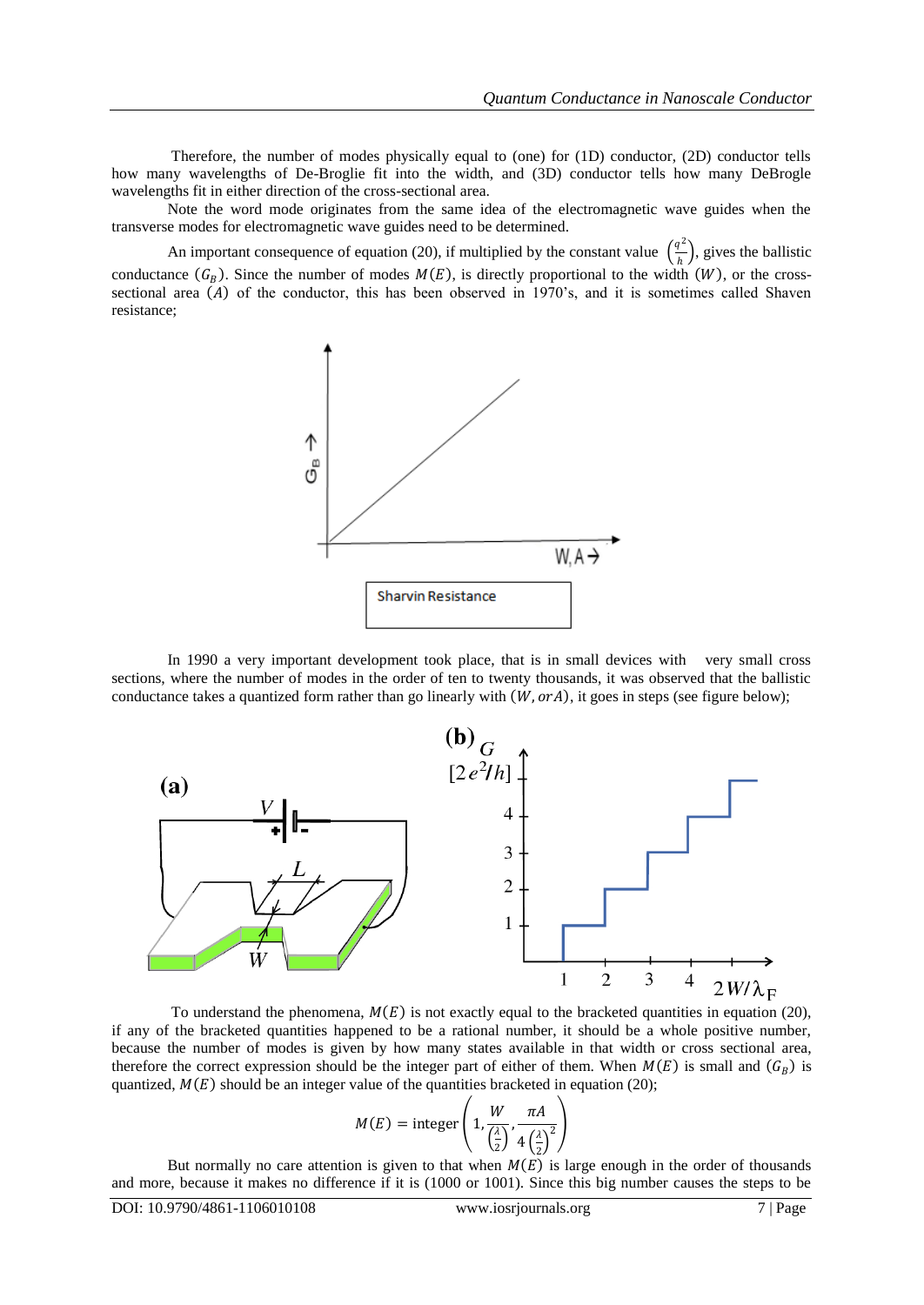Therefore, the number of modes physically equal to (one) for (1D) conductor, (2D) conductor tells how many wavelengths of De-Broglie fit into the width, and (3D) conductor tells how many DeBrogle wavelengths fit in either direction of the cross-sectional area.

Note the word mode originates from the same idea of the electromagnetic wave guides when the transverse modes for electromagnetic wave guides need to be determined.

An important consequence of equation (20), if multiplied by the constant value $\left(\frac{q^2}{h}\right)$, gives the ballistic conductance $(G_B)$. Since the number of modes $M(E)$, is directly proportional to the width $(W)$, or the cross-sectional area $(A)$ of the conductor, this has been observed in 1970's, and it is sometimes called Shaven resistance;

Sharvin Resistance

In 1990 a very important development took place, that is in small devices with very small cross sections, where the number of modes in the order of ten to twenty thousands, it was observed that the ballistic conductance takes a quantized form rather than go linearly with $(W, or A)$, it goes in steps (see figure below);

To understand the phenomena, $M(E)$ is not exactly equal to the bracketed quantities in equation (20), if any of the bracketed quantities happened to be a rational number, it should be a whole positive number, because the number of modes is given by how many states available in that width or cross sectional area, therefore the correct expression should be the integer part of either of them. When $M(E)$ is small and $(G_B)$ is quantized, $M(E)$ should be an integer value of the quantities bracketed in equation (20);

$$M(E) = \text{integer}\left(1, \frac{W}{\left(\frac{\lambda}{2}\right)}, \frac{\pi A}{4\left(\frac{\lambda}{2}\right)^2}\right)$$

But normally no care attention is given to that when $M(E)$ is large enough in the order of thousands and more, because it makes no difference if it is (1000 or 1001). Since this big number causes the steps to be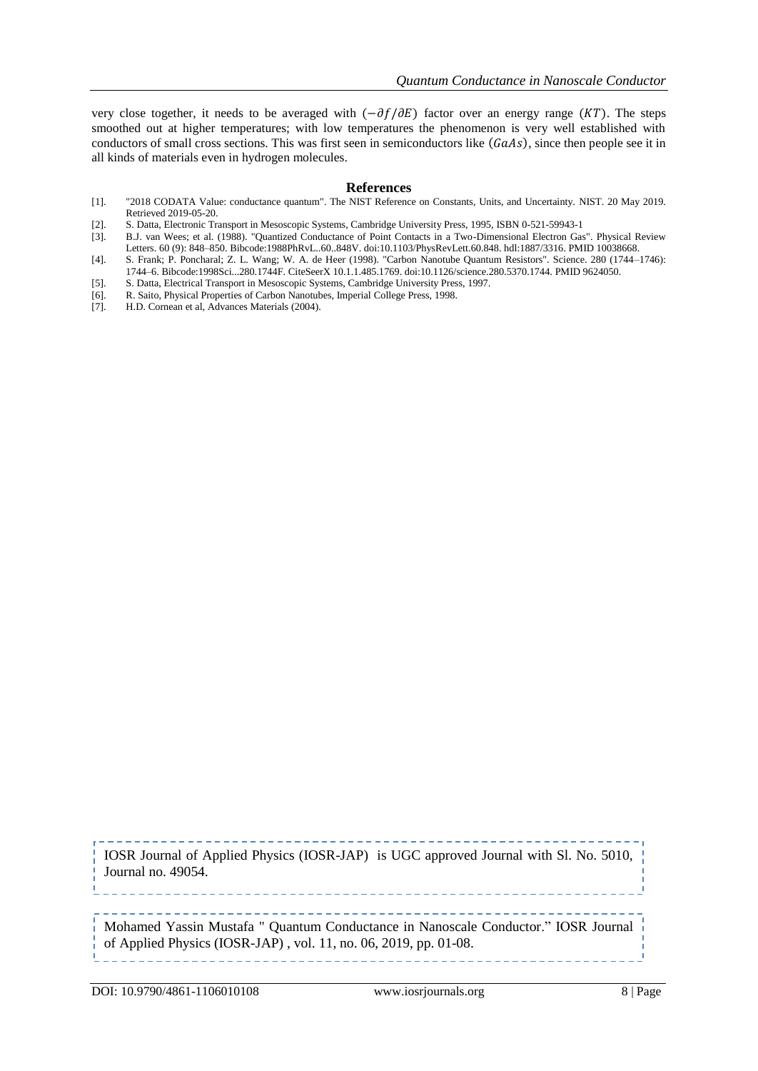very close together, it needs to be averaged with $(-\partial f/\partial E)$ factor over an energy range $(KT)$. The steps smoothed out at higher temperatures; with low temperatures the phenomenon is very well established with conductors of small cross sections. This was first seen in semiconductors like $(GaAs)$, since then people see it in all kinds of materials even in hydrogen molecules.

## References

[1]. "2018 CODATA Value: conductance quantum". The NIST Reference on Constants, Units, and Uncertainty. NIST. 20 May 2019. Retrieved 2019-05-20.

[2]. S. Datta, Electronic Transport in Mesoscopic Systems, Cambridge University Press, 1995, ISBN 0-521-59943-1

[3]. B.J. van Wees; et al. (1988). "Quantized Conductance of Point Contacts in a Two-Dimensional Electron Gas". Physical Review Letters. 60 (9): 848–850. Bibcode:1988PhRvL..60..848V. doi:10.1103/PhysRevLett.60.848. hdl:1887/3316. PMID 10038668.

[4]. S. Frank; P. Poncharal; Z. L. Wang; W. A. de Heer (1998). "Carbon Nanotube Quantum Resistors". Science. 280 (1744–1746): 1744–6. Bibcode:1998Sci...280.1744F. CiteSeerX 10.1.1.485.1769. doi:10.1126/science.280.5370.1744. PMID 9624050.

[5]. S. Datta, Electrical Transport in Mesoscopic Systems, Cambridge University Press, 1997.

[6]. R. Saito, Physical Properties of Carbon Nanotubes, Imperial College Press, 1998.

[7]. H.D. Cornean et al, Advances Materials (2004).

IOSR Journal of Applied Physics (IOSR-JAP) is UGC approved Journal with Sl. No. 5010, Journal no. 49054.

Mohamed Yassin Mustafa " Quantum Conductance in Nanoscale Conductor." IOSR Journal of Applied Physics (IOSR-JAP) , vol. 11, no. 06, 2019, pp. 01-08.